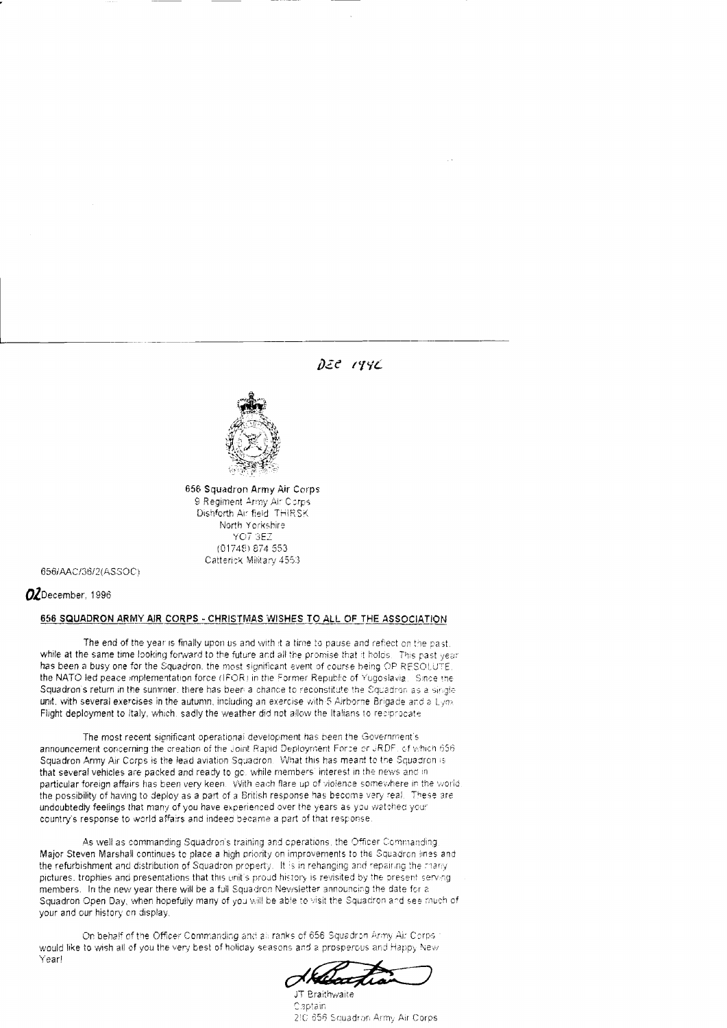DEC 1996

656 Squadron Army Air Corps
9 Regiment Army Air Corps
Dishforth Airfield THIRSK
North Yorkshire
YO7 3EZ
(01748) 874 553
Catterick Military 4553

656/AAC/36/2(ASSOC)

02 December, 1996

**656 SQUADRON ARMY AIR CORPS - CHRISTMAS WISHES TO ALL OF THE ASSOCIATION**

The end of the year is finally upon us and with it a time to pause and reflect on the past, while at the same time looking forward to the future and all the promise that it holds. This past year has been a busy one for the Squadron, the most significant event of course being OP RESOLUTE, the NATO led peace implementation force (IFOR) in the Former Republic of Yugoslavia. Since the Squadron's return in the summer, there has been a chance to reconstitute the Squadron as a single unit, with several exercises in the autumn, including an exercise with 5 Airborne Brigade and a Lynx Flight deployment to Italy, which, sadly the weather did not allow the Italians to reciprocate.

The most recent significant operational development has been the Government's announcement concerning the creation of the Joint Rapid Deployment Force or JRDF, of which 656 Squadron Army Air Corps is the lead aviation Squadron. What this has meant to the Squadron is that several vehicles are packed and ready to go, while members' interest in the news and in particular foreign affairs has been very keen. With each flare up of violence somewhere in the world the possibility of having to deploy as a part of a British response has become very real. These are undoubtedly feelings that many of you have experienced over the years as you watched your country's response to world affairs and indeed became a part of that response.

As well as commanding Squadron's training and operations, the Officer Commanding Major Steven Marshall continues to place a high priority on improvements to the Squadron lines and the refurbishment and distribution of Squadron property. It is in rehanging and repairing the many pictures, trophies and presentations that this unit's proud history is revisited by the present serving members. In the new year there will be a full Squadron Newsletter announcing the date for a Squadron Open Day, when hopefully many of you will be able to visit the Squadron and see much of your and our history on display.

On behalf of the Officer Commanding and all ranks of 656 Squadron Army Air Corps I would like to wish all of you the very best of holiday seasons and a prosperous and Happy New Year!

JT Braithwaite
Captain
2IC 656 Squadron Army Air Corps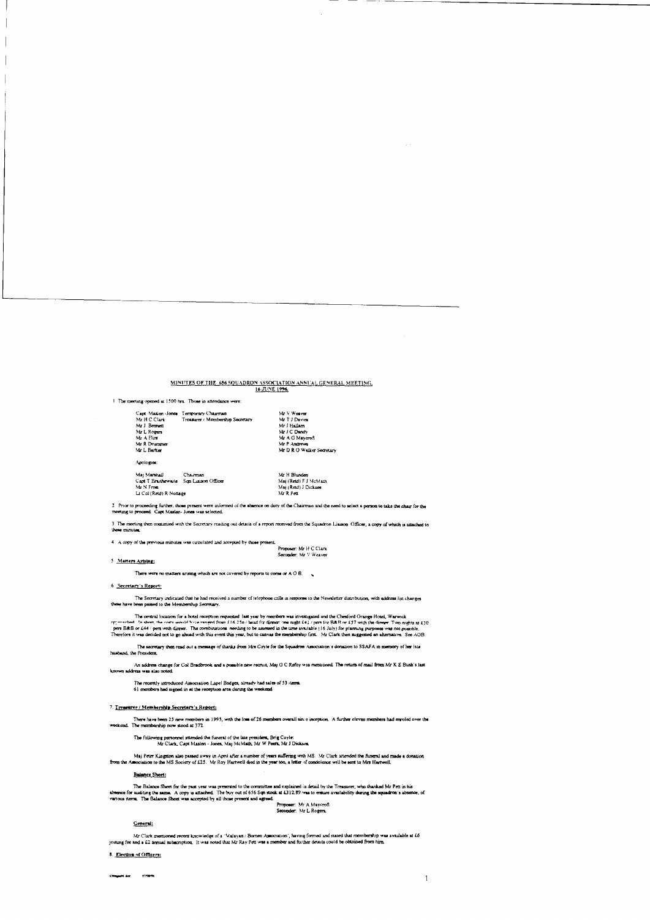# MINUTES OF THE 656 SQUADRON ASSOCIATION ANNUAL GENERAL MEETING, 16 JUNE 1996.

1. The meeting opened at 1500 hrs. Those in attendance were:

| | | |
|---|---|---|
| Capt Maslen -Jones | Temporary Chairman | Mr V Weaver |
| Mr H C Clark | Treasurer / Membership Secretary | Mr T J Davies |
| Mr J Bennett | | Mr J Hallam |
| Mr L Rogers | | Mr J C Dandy |
| Mr A Flint | | Mr A G Maycroft |
| Mr R Drummer | | Mr P Andrews |
| Mr L Barker | | Mr D R O Walker Secretary |

Apologies:

| | | |
|---|---|---|
| Maj Marshall | Chairman | Mr H Blunden |
| Capt T Braithewaite | Sqn Liaison Officer | Maj (Retd) F J McMath |
| Mr N Frost | | Maj (Retd) J Dickson |
| Lt Col (Retd) R Nottage | | Mr R Pett |

2. Prior to proceeding further, those present were informed of the absence on duty of the Chairman and the need to select a person to take the chair for the meeting to proceed. Capt Maslen- Jones was selected.

3. The meeting then continued with the Secretary reading out details of a report received from the Squadron Liaison Officer, a copy of which is attached to these minutes.

4. A copy of the previous minutes was circulated and accepted by those present.

Proposer: Mr H C Clark
Seconder: Mr V Weaver

5. **Matters Arising:**

There were no matters arising which are not covered by reports to come or A O B.

6. **Secretary's Report:**

The Secretary indicated that he had received a number of telephone calls in response to the Newsletter distribution, with address list changes these have been passed to the Membership Secretary.

The central location for a hotel reception requested last year by members was investigated and the Chesford Grange Hotel, Warwick approached. In short, the costs would have ranged from £16.25p / head for dinner: one night £42 / pers for B&B or £57 with the dinner. Two nights at £30 / pers B&B or £44 / pers with dinner. The combinations needing to be assessed in the time available (16 July) for planning purposes was not possible. Therefore it was decided not to go ahead with this event this year, but to canvas the membership first. Mr Clark then suggested an alternative. See AOB.

The secretary then read out a message of thanks from Mrs Coyle for the Squadron Association's donation to SSAFA in memory of her late husband, the President.

An address change for Col Bradbrook and a possible new recruit, Maj G C Refoy was mentioned. The return of mail from Mr K E Bush's last known address was also noted.

The recently introduced Association Lapel Badges, already had sales of 53 items.
61 members had signed in at the reception area during the weekend.

7. **Treasurer / Membership Secretary's Report:**

There have been 25 new members in 1995, with the loss of 26 members overall since inception. A further eleven members had enroled over the weekend. The membership now stood at 372.

The following personnel attended the funeral of the late president, Brig Coyle:
Mr Clark, Capt Maslen - Jones, Maj McMath, Mr W Peers, Mr J Dickson.

Maj Peter Kingston also passed away in April after a number of years suffering with MS. Mr Clark attended the funeral and made a donation from the Association to the MS Society of £25. Mr Roy Hartwell died in the year too, a letter of condolence will be sent to Mrs Hartwell.

**Balance Sheet:**

The Balance Sheet for the past year was presented to the committee and explained in detail by the Treasurer, who thanked Mr Pett in his absence for auditing the same. A copy is attached. The buy out of 656 Sqn stock at £312.89 was to ensure availability during the squadron's absence, of various items. The Balance Sheet was accepted by all those present and agreed.

Proposer: Mr A Maycroft
Seconder: Mr L Rogers.

**General:**

Mr Clark mentioned recent knowledge of a 'Malayan / Borneo Association', having formed and stated that membership was available at £6 joining fee and a £2 annual subscription. It was noted that Mr Ray Pett was a member and further details could be obtained from him.

8. **Election of Officers:**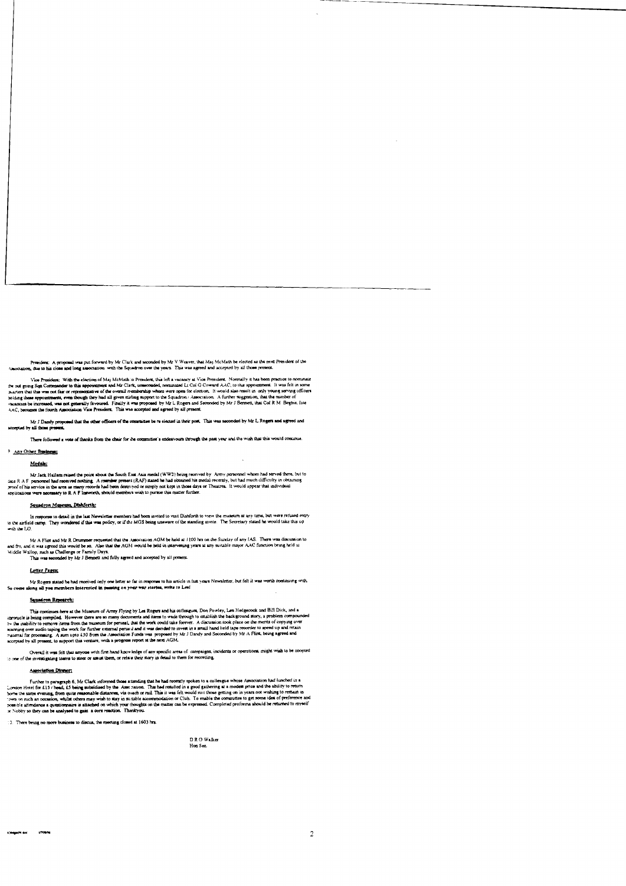President: A proposal was put forward by Mr Clark and seconded by Mr V Weaver, that Maj McMath be elected as the next President of the Association, due to his close and long association with the Squadron over the years. This was agreed and accepted by all those present.

Vice President: With the election of Maj McMath to President, this left a vacancy at Vice President. Normally it has been practice to nominate the out going Sqn Commander to this appointment and Mr Clark, unseconded, nominated Lt Col G Coward AAC, to this appointment. It was felt in some quarters that this was not fair or representative of the overall membership whom were open for election. It would also result in only young serving officers holding these appointments, even though they had all given stirling support to the Squadron / Association. A further suggestion, that the number of vacancies be increased, was not generally favoured. Finally it was proposed by Mr L Rogers and Seconded by Mr J Bennett, that Col R M Begbie, late AAC, becomes the fourth Association Vice President. This was accepted and agreed by all present.

Mr J Dandy proposed that the other officers of the committee be re elected in their post. This was seconded by Mr L Rogers and agreed and accepted by all those present.

There followed a vote of thanks from the chair for the committee's endeavours through the past year and the wish that this would continue.

9 **Any Other Business:**

**Medals:**

Mr Jack Hallam raised the point about the South East Asia medal (WW2) being received by Army personnel whom had served there, but to date R A F personnel had received nothing. A member present (RAF) stated he had obtained his medal recently, but had much difficulty in obtaining proof of his service in the area as many records had been destroyed or simply not kept in those days or Theatres. It would appear that individual applications were necessary to R A F Innsworth, should members wish to pursue this matter further.

**Squadron Museum, Dishforth:**

In response to detail in the last Newsletter members had been invited to visit Dishforth to view the museum at any time, but were refused entry to the airfield camp. They wondered if this was policy, or if the MGS being unaware of the standing invite. The Secretary stated he would take this up with the LO.

Mr A Flint and Mr R Drummer requested that the Association AGM be held at 1100 hrs on the Sunday of any IAS. There was discussion to and fro, and it was agreed this would be so. Also that the AGM would be held in intervening years at any suitable major AAC function being held at Middle Wallop, such as Challenge or Family Days.

This was seconded by Mr J Bennett and fully agreed and accepted by all present.

**Letter Pages:**

Mr Rogers stated he had received only one letter so far in response to his article in last years Newsletter, but felt it was worth continuing with. **So come along all you members interested in passing on your war stories, write to Les!**

**Squadron Research:**

This continues here at the Museum of Army Flying by Les Rogers and his colleagues, Don Powley, Len Hedgecock and Bill Dick, and a chronicle is being compiled. However there are so many documents and items to wade through to establish the background story, a problem compounded by the inability to remove items from the museum for perusal, that the work could take forever. A discussion took place on the merits of copying over scanning over audio taping the work for further external perusal and it was decided to invest in a small hand held tape recorder to speed up and retain material for processing. A sum upto £50 from the Association Funds was proposed by Mr J Dandy and Seconded by Mr A Flint, being agreed and accepted by all present, to support this venture, with a progress report at the next AGM.

Overall it was felt that anyone with first hand knowledge of any specific areas of campaigns, incidents or operations, might wish to be coopted to one of the investigating teams to steer or assist them, or relate their story in detail to them for recording.

**Association Dinner:**

Further to paragraph 6, Mr Clark informed those attending that he had recently spoken to a colleague whose Association had lunched in a London Hotel for £15 / head, £5 being subsidised by the Association. This had resulted in a good gathering at a modest price and the ability to return home the same evening, from quite reasonable distances, via coach or rail. This it was felt would suit those getting on in years not wishing to remain in town on such an occasion, whilst others may wish to stay in suitable accommodation or Club. To enable the committee to get some idea of preference and possible attendance a questionnaire is attached on which your thoughts on the matter can be expressed. Completed proforma should be returned to myself or Nobby so they can be analysed to gain a core reaction. Thankyou.

10. There being no more business to discuss, the meeting closed at 1603 hrs.

D R O Walker
Hon Sec.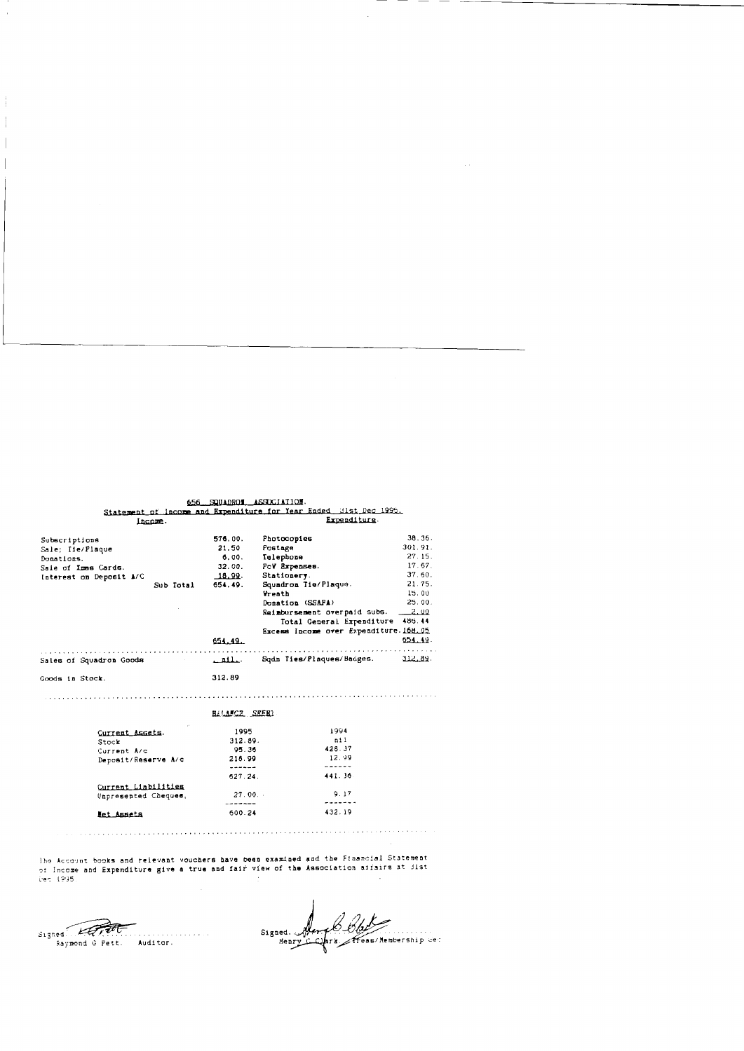## 656 SQUADRON ASSOCIATION.

### Statement of Income and Expenditure for Year Ended 31st Dec 1995.

| Income. | | Expenditure. | |
|---|---|---|---|
| Subscriptions | 576.00. | Photocopies | 38.36. |
| Sale; Tie/Plaque | 21.50 | Postage | 301.91. |
| Donations. | 6.00. | Telephone | 27.15. |
| Sale of Xmas Cards. | 32.00. | PcV Expenses. | 17.67. |
| Interest on Deposit A/C | 18.99. | Stationery. | 37.60. |
| Sub Total | 654.49. | Squadron Tie/Plaque. | 21.75. |
| | | Wreath | 15.00 |
| | | Donation (SSAFA) | 25.00. |
| | | Reimbursement overpaid subs. | 2.00 |
| | | Total General Expenditure | 486.44 |
| | | Excess Income over Expenditure. | 168.05 |
| | 654.49. | | 654.49. |
| Sales of Squadron Goods | nil. | Sqdn Ties/Plaques/Badges. | 312.89. |
| Goods in Stock. | 312.89 | | |

### BALANCE SHEET

| | 1995 | 1994 |
|---|---|---|
| **Current Assets.** | | |
| Stock | 312.89. | nil |
| Current A/c | 95.36 | 428.37 |
| Deposit/Reserve A/c | 218.99 | 12.99 |
| | 627.24. | 441.36 |
| **Current Liabilities** | | |
| Unpresented Cheques. | 27.00. | 9.17 |
| **Net Assets** | 600.24 | 432.19 |

The Account books and relevant vouchers have been examined and the Financial Statement of Income and Expenditure give a true and fair view of the Association affairs at 31st Dec 1995.

Signed ............ Raymond G Pett. Auditor.

Signed ............ Henry C Clark. Treas/Membership Sec.